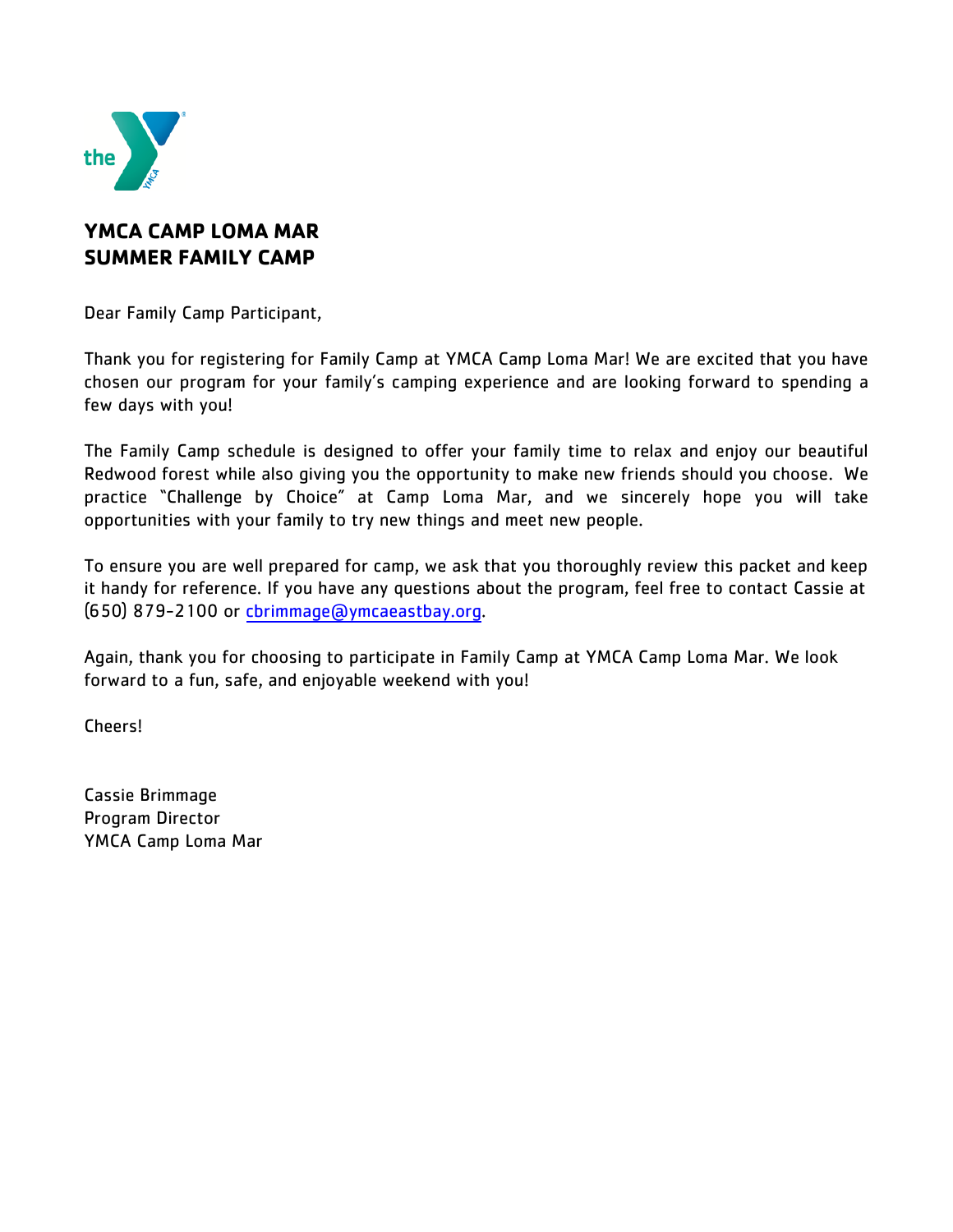# YMCA CAMP LOMA MAR
# SUMMER FAMILY CAMP

Dear Family Camp Participant,

Thank you for registering for Family Camp at YMCA Camp Loma Mar! We are excited that you have chosen our program for your family's camping experience and are looking forward to spending a few days with you!

The Family Camp schedule is designed to offer your family time to relax and enjoy our beautiful Redwood forest while also giving you the opportunity to make new friends should you choose. We practice "Challenge by Choice" at Camp Loma Mar, and we sincerely hope you will take opportunities with your family to try new things and meet new people.

To ensure you are well prepared for camp, we ask that you thoroughly review this packet and keep it handy for reference. If you have any questions about the program, feel free to contact Cassie at (650) 879-2100 or cbrimmage@ymcaeastbay.org.

Again, thank you for choosing to participate in Family Camp at YMCA Camp Loma Mar. We look forward to a fun, safe, and enjoyable weekend with you!

Cheers!

Cassie Brimmage
Program Director
YMCA Camp Loma Mar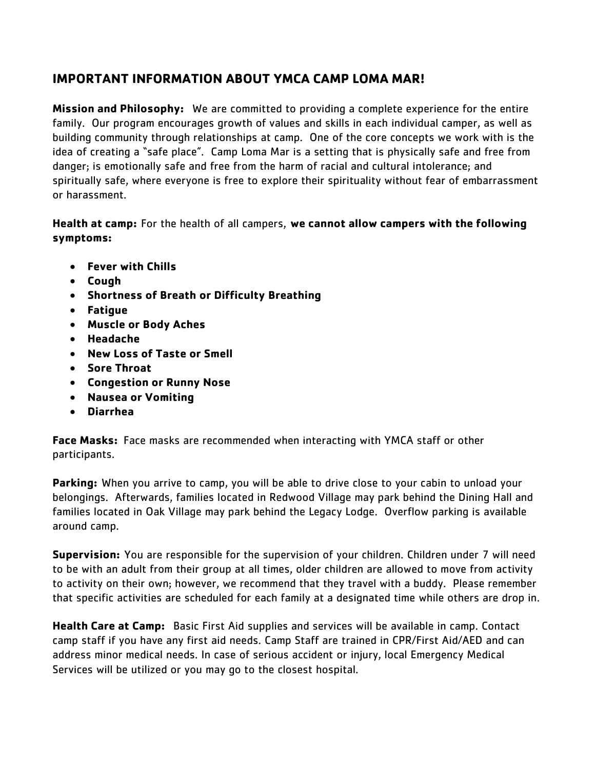## IMPORTANT INFORMATION ABOUT YMCA CAMP LOMA MAR!

**Mission and Philosophy:** We are committed to providing a complete experience for the entire family. Our program encourages growth of values and skills in each individual camper, as well as building community through relationships at camp. One of the core concepts we work with is the idea of creating a "safe place". Camp Loma Mar is a setting that is physically safe and free from danger; is emotionally safe and free from the harm of racial and cultural intolerance; and spiritually safe, where everyone is free to explore their spirituality without fear of embarrassment or harassment.

**Health at camp:** For the health of all campers, **we cannot allow campers with the following symptoms:**

- **Fever with Chills**
- **Cough**
- **Shortness of Breath or Difficulty Breathing**
- **Fatigue**
- **Muscle or Body Aches**
- **Headache**
- **New Loss of Taste or Smell**
- **Sore Throat**
- **Congestion or Runny Nose**
- **Nausea or Vomiting**
- **Diarrhea**

**Face Masks:** Face masks are recommended when interacting with YMCA staff or other participants.

**Parking:** When you arrive to camp, you will be able to drive close to your cabin to unload your belongings. Afterwards, families located in Redwood Village may park behind the Dining Hall and families located in Oak Village may park behind the Legacy Lodge. Overflow parking is available around camp.

**Supervision:** You are responsible for the supervision of your children. Children under 7 will need to be with an adult from their group at all times, older children are allowed to move from activity to activity on their own; however, we recommend that they travel with a buddy. Please remember that specific activities are scheduled for each family at a designated time while others are drop in.

**Health Care at Camp:** Basic First Aid supplies and services will be available in camp. Contact camp staff if you have any first aid needs. Camp Staff are trained in CPR/First Aid/AED and can address minor medical needs. In case of serious accident or injury, local Emergency Medical Services will be utilized or you may go to the closest hospital.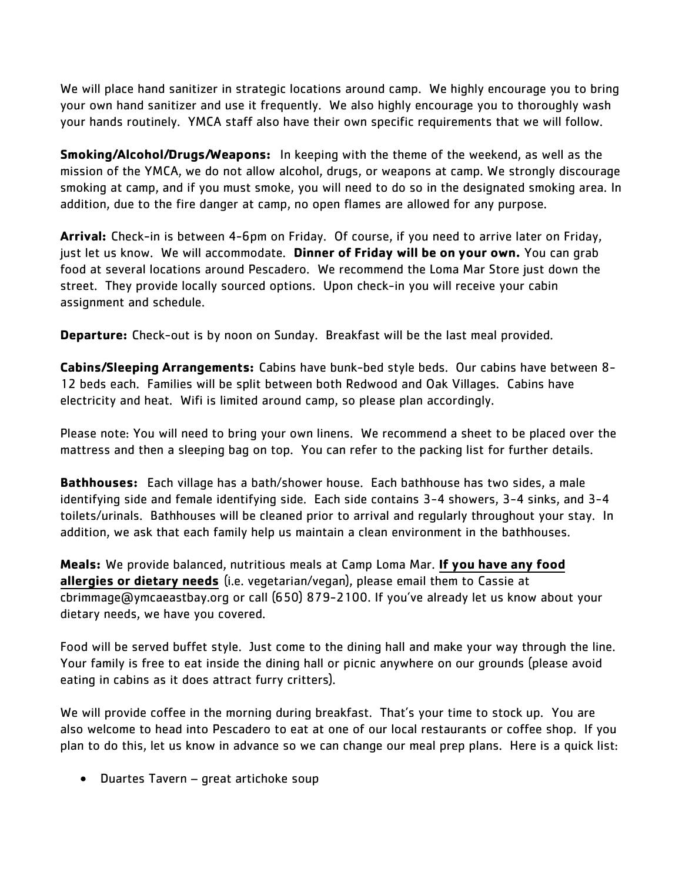We will place hand sanitizer in strategic locations around camp. We highly encourage you to bring your own hand sanitizer and use it frequently. We also highly encourage you to thoroughly wash your hands routinely. YMCA staff also have their own specific requirements that we will follow.

**Smoking/Alcohol/Drugs/Weapons:** In keeping with the theme of the weekend, as well as the mission of the YMCA, we do not allow alcohol, drugs, or weapons at camp. We strongly discourage smoking at camp, and if you must smoke, you will need to do so in the designated smoking area. In addition, due to the fire danger at camp, no open flames are allowed for any purpose.

**Arrival:** Check-in is between 4-6pm on Friday. Of course, if you need to arrive later on Friday, just let us know. We will accommodate. **Dinner of Friday will be on your own.** You can grab food at several locations around Pescadero. We recommend the Loma Mar Store just down the street. They provide locally sourced options. Upon check-in you will receive your cabin assignment and schedule.

**Departure:** Check-out is by noon on Sunday. Breakfast will be the last meal provided.

**Cabins/Sleeping Arrangements:** Cabins have bunk-bed style beds. Our cabins have between 8-12 beds each. Families will be split between both Redwood and Oak Villages. Cabins have electricity and heat. Wifi is limited around camp, so please plan accordingly.

Please note: You will need to bring your own linens. We recommend a sheet to be placed over the mattress and then a sleeping bag on top. You can refer to the packing list for further details.

**Bathhouses:** Each village has a bath/shower house. Each bathhouse has two sides, a male identifying side and female identifying side. Each side contains 3-4 showers, 3-4 sinks, and 3-4 toilets/urinals. Bathhouses will be cleaned prior to arrival and regularly throughout your stay. In addition, we ask that each family help us maintain a clean environment in the bathhouses.

**Meals:** We provide balanced, nutritious meals at Camp Loma Mar. **If you have any food allergies or dietary needs** (i.e. vegetarian/vegan), please email them to Cassie at cbrimmage@ymcaeastbay.org or call (650) 879-2100. If you've already let us know about your dietary needs, we have you covered.

Food will be served buffet style. Just come to the dining hall and make your way through the line. Your family is free to eat inside the dining hall or picnic anywhere on our grounds (please avoid eating in cabins as it does attract furry critters).

We will provide coffee in the morning during breakfast. That's your time to stock up. You are also welcome to head into Pescadero to eat at one of our local restaurants or coffee shop. If you plan to do this, let us know in advance so we can change our meal prep plans. Here is a quick list:

- Duartes Tavern – great artichoke soup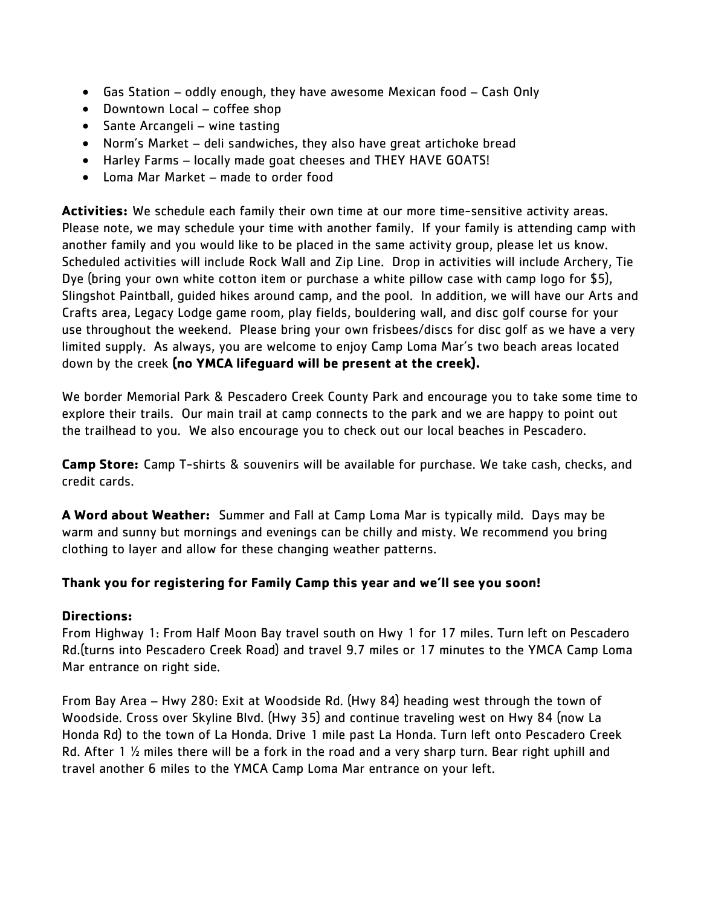- Gas Station – oddly enough, they have awesome Mexican food – Cash Only
- Downtown Local – coffee shop
- Sante Arcangeli – wine tasting
- Norm's Market – deli sandwiches, they also have great artichoke bread
- Harley Farms – locally made goat cheeses and THEY HAVE GOATS!
- Loma Mar Market – made to order food

**Activities:** We schedule each family their own time at our more time-sensitive activity areas. Please note, we may schedule your time with another family. If your family is attending camp with another family and you would like to be placed in the same activity group, please let us know. Scheduled activities will include Rock Wall and Zip Line. Drop in activities will include Archery, Tie Dye (bring your own white cotton item or purchase a white pillow case with camp logo for $5), Slingshot Paintball, guided hikes around camp, and the pool. In addition, we will have our Arts and Crafts area, Legacy Lodge game room, play fields, bouldering wall, and disc golf course for your use throughout the weekend. Please bring your own frisbees/discs for disc golf as we have a very limited supply. As always, you are welcome to enjoy Camp Loma Mar's two beach areas located down by the creek **(no YMCA lifeguard will be present at the creek).**

We border Memorial Park & Pescadero Creek County Park and encourage you to take some time to explore their trails. Our main trail at camp connects to the park and we are happy to point out the trailhead to you. We also encourage you to check out our local beaches in Pescadero.

**Camp Store:** Camp T-shirts & souvenirs will be available for purchase. We take cash, checks, and credit cards.

**A Word about Weather:** Summer and Fall at Camp Loma Mar is typically mild. Days may be warm and sunny but mornings and evenings can be chilly and misty. We recommend you bring clothing to layer and allow for these changing weather patterns.

**Thank you for registering for Family Camp this year and we'll see you soon!**

**Directions:**

From Highway 1: From Half Moon Bay travel south on Hwy 1 for 17 miles. Turn left on Pescadero Rd.(turns into Pescadero Creek Road) and travel 9.7 miles or 17 minutes to the YMCA Camp Loma Mar entrance on right side.

From Bay Area – Hwy 280: Exit at Woodside Rd. (Hwy 84) heading west through the town of Woodside. Cross over Skyline Blvd. (Hwy 35) and continue traveling west on Hwy 84 (now La Honda Rd) to the town of La Honda. Drive 1 mile past La Honda. Turn left onto Pescadero Creek Rd. After 1 ½ miles there will be a fork in the road and a very sharp turn. Bear right uphill and travel another 6 miles to the YMCA Camp Loma Mar entrance on your left.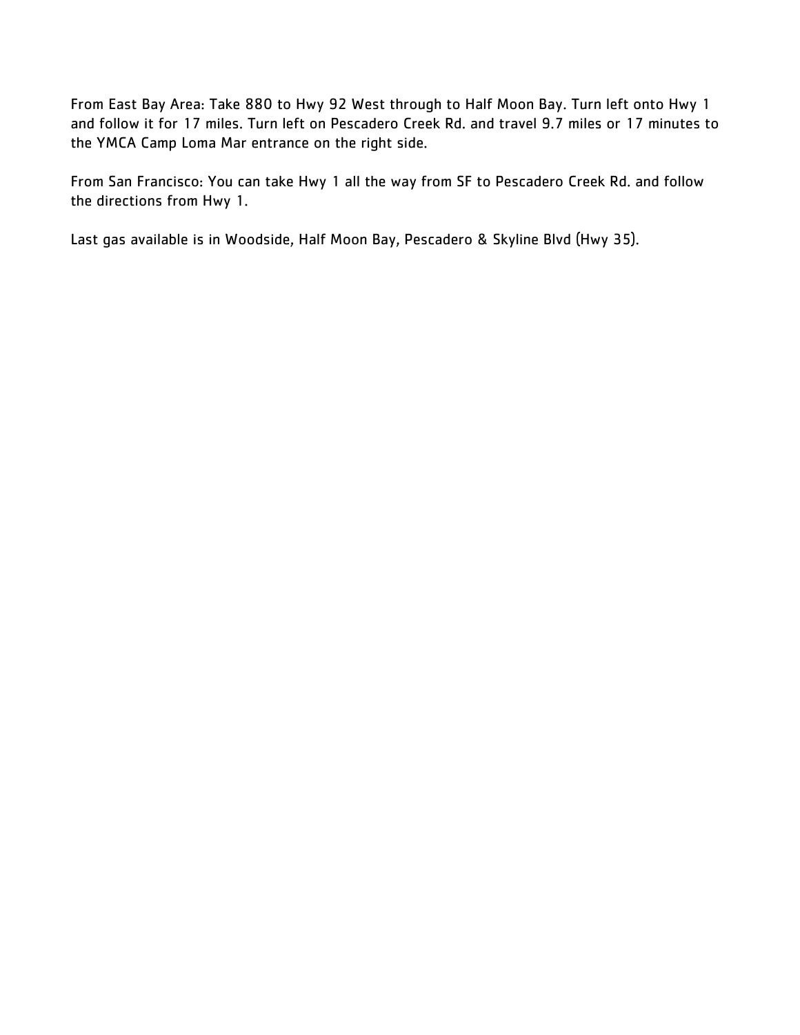From East Bay Area: Take 880 to Hwy 92 West through to Half Moon Bay. Turn left onto Hwy 1 and follow it for 17 miles. Turn left on Pescadero Creek Rd. and travel 9.7 miles or 17 minutes to the YMCA Camp Loma Mar entrance on the right side.

From San Francisco: You can take Hwy 1 all the way from SF to Pescadero Creek Rd. and follow the directions from Hwy 1.

Last gas available is in Woodside, Half Moon Bay, Pescadero & Skyline Blvd (Hwy 35).